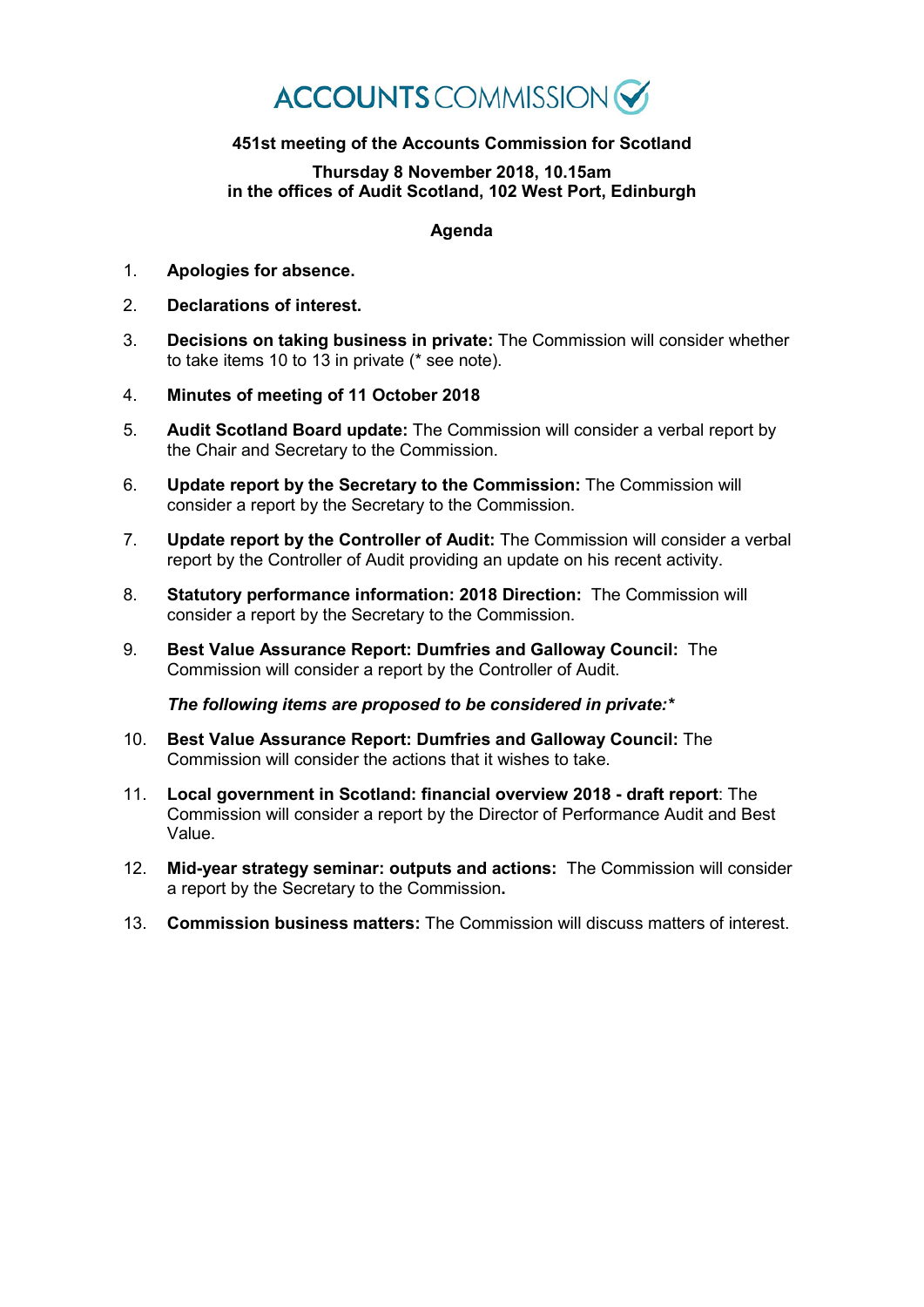# ACCOUNTS COMMISSION

**451st meeting of the Accounts Commission for Scotland**

**Thursday 8 November 2018, 10.15am**
**in the offices of Audit Scotland, 102 West Port, Edinburgh**

**Agenda**

1. **Apologies for absence.**
2. **Declarations of interest.**
3. **Decisions on taking business in private:** The Commission will consider whether to take items 10 to 13 in private (* see note).
4. **Minutes of meeting of 11 October 2018**
5. **Audit Scotland Board update:** The Commission will consider a verbal report by the Chair and Secretary to the Commission.
6. **Update report by the Secretary to the Commission:** The Commission will consider a report by the Secretary to the Commission.
7. **Update report by the Controller of Audit:** The Commission will consider a verbal report by the Controller of Audit providing an update on his recent activity.
8. **Statutory performance information: 2018 Direction:** The Commission will consider a report by the Secretary to the Commission.
9. **Best Value Assurance Report: Dumfries and Galloway Council:** The Commission will consider a report by the Controller of Audit.

***The following items are proposed to be considered in private:****

10. **Best Value Assurance Report: Dumfries and Galloway Council:** The Commission will consider the actions that it wishes to take.
11. **Local government in Scotland: financial overview 2018 - draft report**: The Commission will consider a report by the Director of Performance Audit and Best Value.
12. **Mid-year strategy seminar: outputs and actions:** The Commission will consider a report by the Secretary to the Commission**.**
13. **Commission business matters:** The Commission will discuss matters of interest.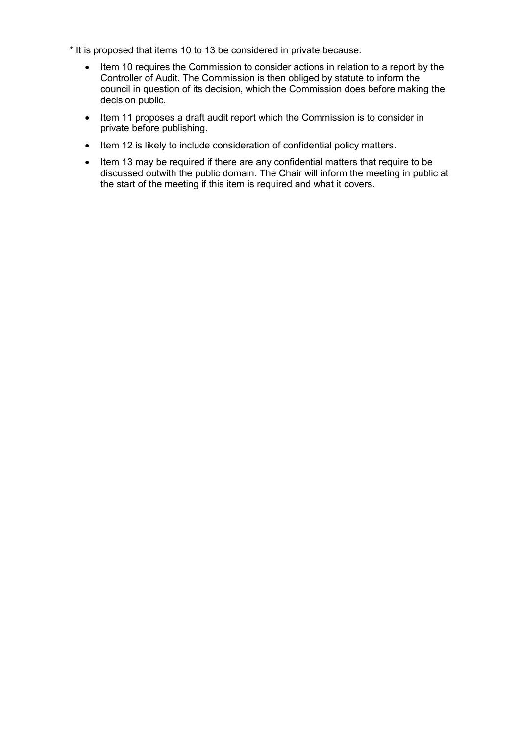* It is proposed that items 10 to 13 be considered in private because:

- Item 10 requires the Commission to consider actions in relation to a report by the Controller of Audit. The Commission is then obliged by statute to inform the council in question of its decision, which the Commission does before making the decision public.
- Item 11 proposes a draft audit report which the Commission is to consider in private before publishing.
- Item 12 is likely to include consideration of confidential policy matters.
- Item 13 may be required if there are any confidential matters that require to be discussed outwith the public domain. The Chair will inform the meeting in public at the start of the meeting if this item is required and what it covers.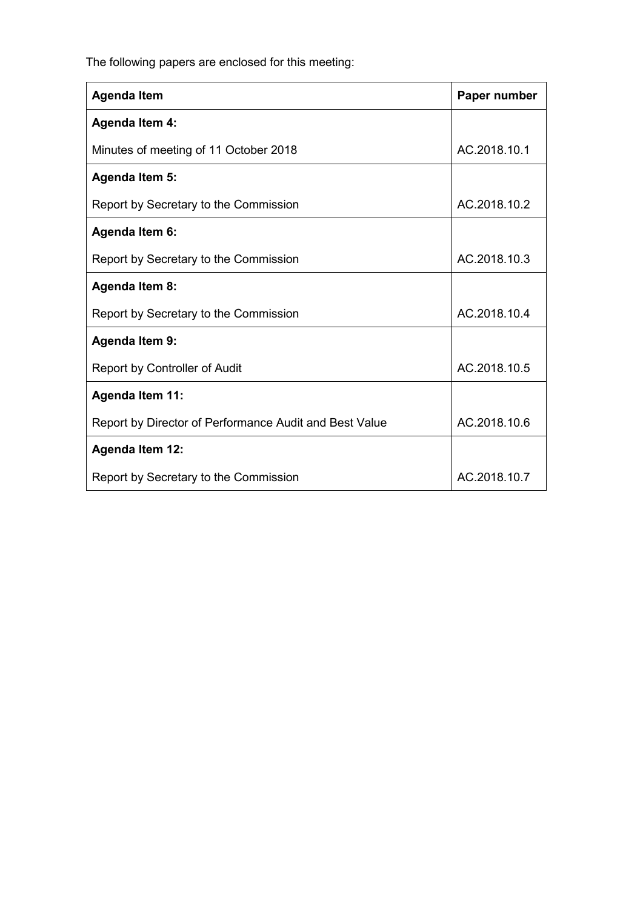The following papers are enclosed for this meeting:

| Agenda Item | Paper number |
| --- | --- |
| **Agenda Item 4:**<br><br>Minutes of meeting of 11 October 2018 | AC.2018.10.1 |
| **Agenda Item 5:**<br><br>Report by Secretary to the Commission | AC.2018.10.2 |
| **Agenda Item 6:**<br><br>Report by Secretary to the Commission | AC.2018.10.3 |
| **Agenda Item 8:**<br><br>Report by Secretary to the Commission | AC.2018.10.4 |
| **Agenda Item 9:**<br><br>Report by Controller of Audit | AC.2018.10.5 |
| **Agenda Item 11:**<br><br>Report by Director of Performance Audit and Best Value | AC.2018.10.6 |
| **Agenda Item 12:**<br><br>Report by Secretary to the Commission | AC.2018.10.7 |